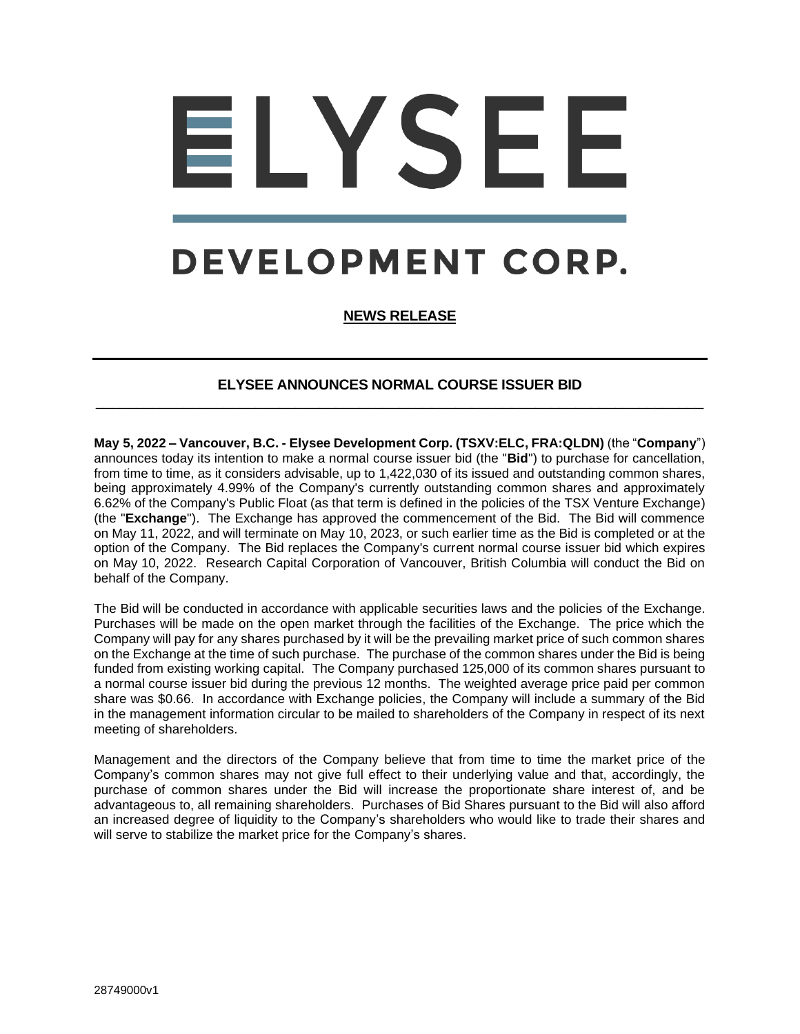# ELYSEE

## DEVELOPMENT CORP.

**NEWS RELEASE**

---

### ELYSEE ANNOUNCES NORMAL COURSE ISSUER BID

---

**May 5, 2022 – Vancouver, B.C. - Elysee Development Corp. (TSXV:ELC, FRA:QLDN)** (the "**Company**") announces today its intention to make a normal course issuer bid (the "**Bid**") to purchase for cancellation, from time to time, as it considers advisable, up to 1,422,030 of its issued and outstanding common shares, being approximately 4.99% of the Company's currently outstanding common shares and approximately 6.62% of the Company's Public Float (as that term is defined in the policies of the TSX Venture Exchange) (the "**Exchange**"). The Exchange has approved the commencement of the Bid. The Bid will commence on May 11, 2022, and will terminate on May 10, 2023, or such earlier time as the Bid is completed or at the option of the Company. The Bid replaces the Company's current normal course issuer bid which expires on May 10, 2022. Research Capital Corporation of Vancouver, British Columbia will conduct the Bid on behalf of the Company.

The Bid will be conducted in accordance with applicable securities laws and the policies of the Exchange. Purchases will be made on the open market through the facilities of the Exchange. The price which the Company will pay for any shares purchased by it will be the prevailing market price of such common shares on the Exchange at the time of such purchase. The purchase of the common shares under the Bid is being funded from existing working capital. The Company purchased 125,000 of its common shares pursuant to a normal course issuer bid during the previous 12 months. The weighted average price paid per common share was $0.66. In accordance with Exchange policies, the Company will include a summary of the Bid in the management information circular to be mailed to shareholders of the Company in respect of its next meeting of shareholders.

Management and the directors of the Company believe that from time to time the market price of the Company's common shares may not give full effect to their underlying value and that, accordingly, the purchase of common shares under the Bid will increase the proportionate share interest of, and be advantageous to, all remaining shareholders. Purchases of Bid Shares pursuant to the Bid will also afford an increased degree of liquidity to the Company's shareholders who would like to trade their shares and will serve to stabilize the market price for the Company's shares.

28749000v1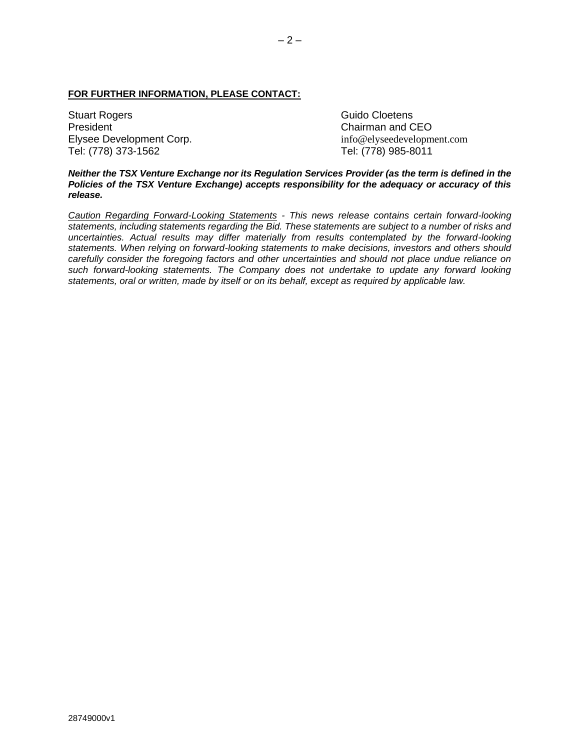**FOR FURTHER INFORMATION, PLEASE CONTACT:**

Stuart Rogers
President
Elysee Development Corp.
Tel: (778) 373-1562

Guido Cloetens
Chairman and CEO
info@elyseedevelopment.com
Tel: (778) 985-8011

***Neither the TSX Venture Exchange nor its Regulation Services Provider (as the term is defined in the Policies of the TSX Venture Exchange) accepts responsibility for the adequacy or accuracy of this release.***

*Caution Regarding Forward-Looking Statements - This news release contains certain forward-looking statements, including statements regarding the Bid. These statements are subject to a number of risks and uncertainties. Actual results may differ materially from results contemplated by the forward-looking statements. When relying on forward-looking statements to make decisions, investors and others should carefully consider the foregoing factors and other uncertainties and should not place undue reliance on such forward-looking statements. The Company does not undertake to update any forward looking statements, oral or written, made by itself or on its behalf, except as required by applicable law.*

28749000v1